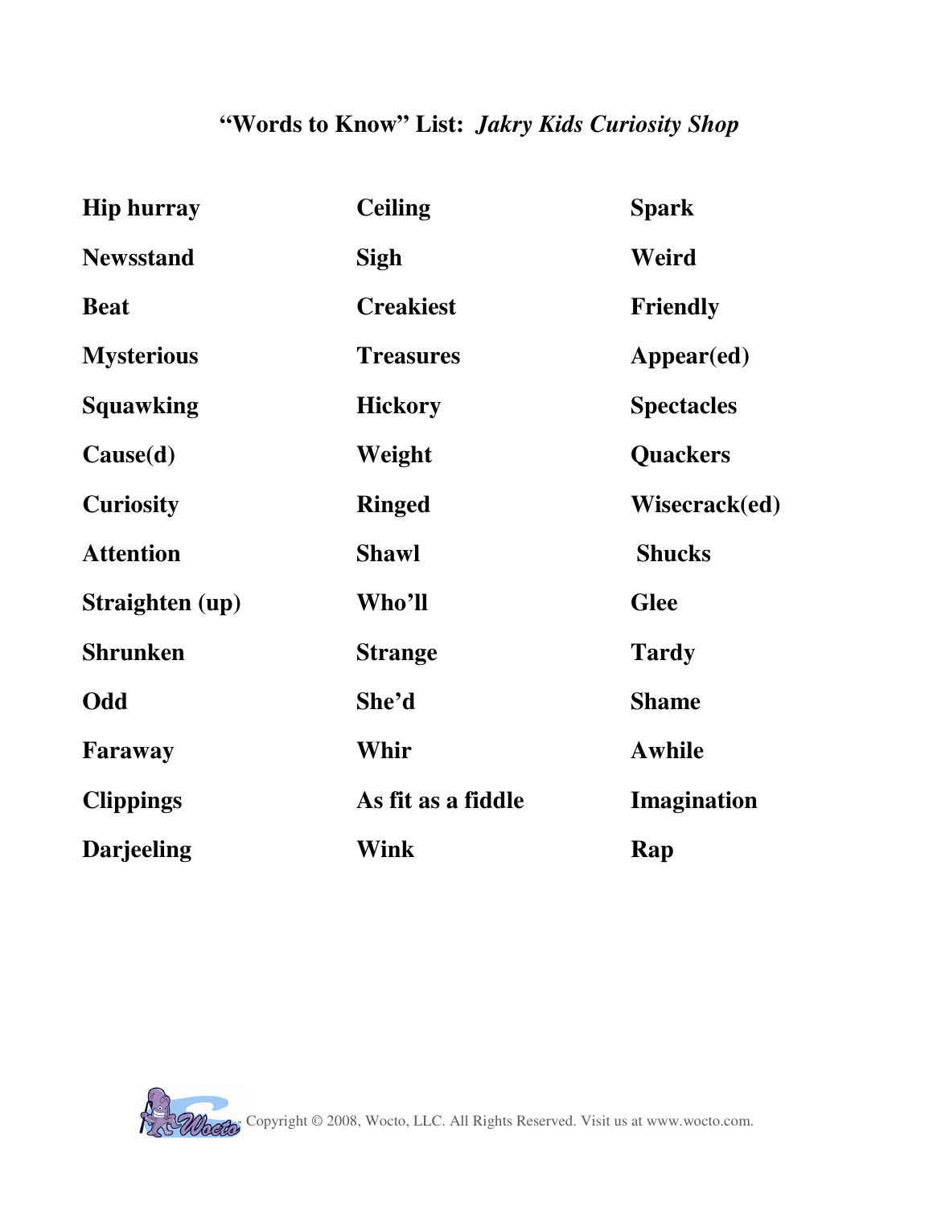# "Words to Know" List: *Jakry Kids Curiosity Shop*

| | | |
|---|---|---|
| **Hip hurray** | **Ceiling** | **Spark** |
| **Newsstand** | **Sigh** | **Weird** |
| **Beat** | **Creakiest** | **Friendly** |
| **Mysterious** | **Treasures** | **Appear(ed)** |
| **Squawking** | **Hickory** | **Spectacles** |
| **Cause(d)** | **Weight** | **Quackers** |
| **Curiosity** | **Ringed** | **Wisecrack(ed)** |
| **Attention** | **Shawl** | **Shucks** |
| **Straighten (up)** | **Who'll** | **Glee** |
| **Shrunken** | **Strange** | **Tardy** |
| **Odd** | **She'd** | **Shame** |
| **Faraway** | **Whir** | **Awhile** |
| **Clippings** | **As fit as a fiddle** | **Imagination** |
| **Darjeeling** | **Wink** | **Rap** |

Copyright © 2008, Wocto, LLC. All Rights Reserved. Visit us at www.wocto.com.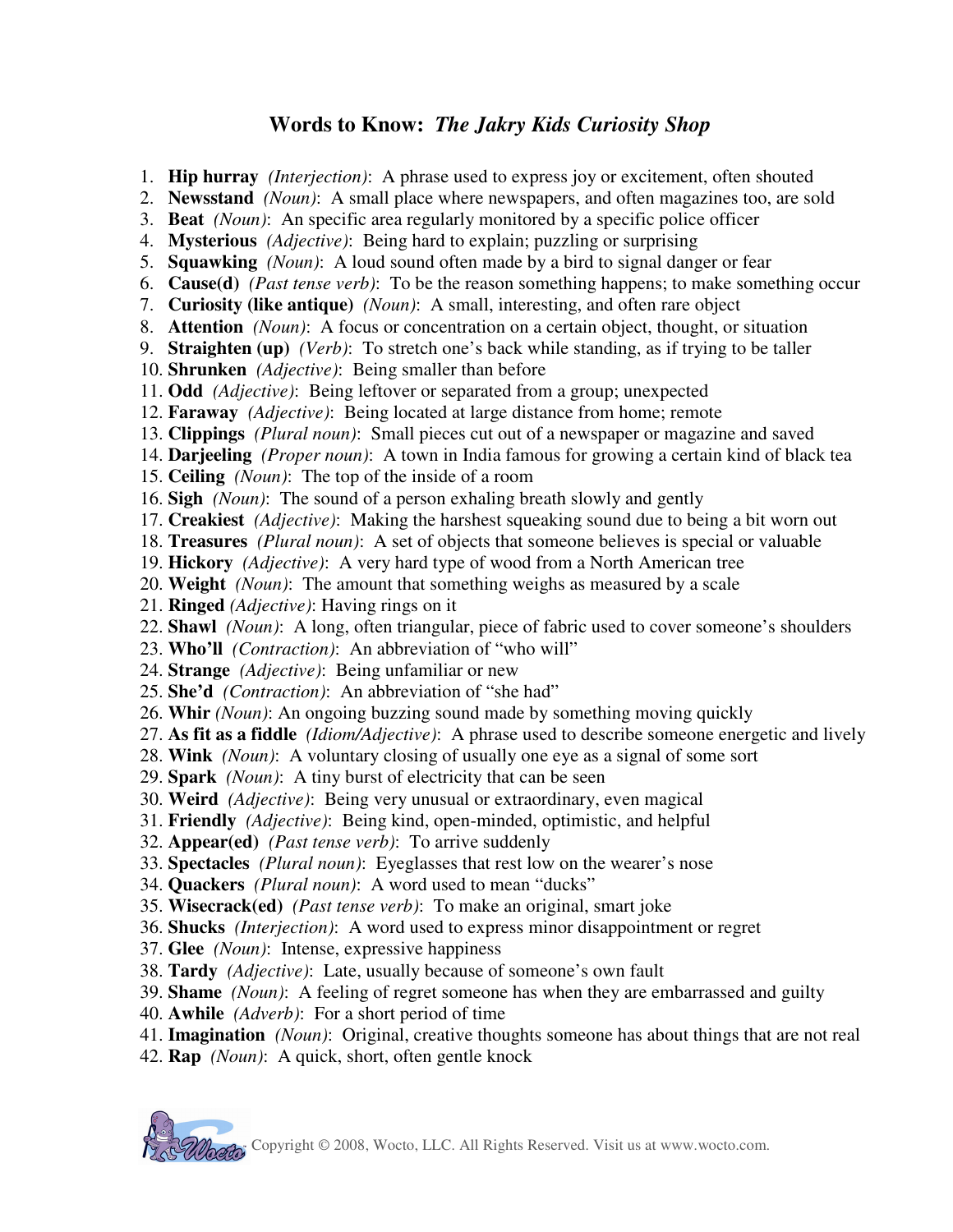## Words to Know: *The Jakry Kids Curiosity Shop*

1. **Hip hurray** *(Interjection)*: A phrase used to express joy or excitement, often shouted
2. **Newsstand** *(Noun)*: A small place where newspapers, and often magazines too, are sold
3. **Beat** *(Noun)*: An specific area regularly monitored by a specific police officer
4. **Mysterious** *(Adjective)*: Being hard to explain; puzzling or surprising
5. **Squawking** *(Noun)*: A loud sound often made by a bird to signal danger or fear
6. **Cause(d)** *(Past tense verb)*: To be the reason something happens; to make something occur
7. **Curiosity (like antique)** *(Noun)*: A small, interesting, and often rare object
8. **Attention** *(Noun)*: A focus or concentration on a certain object, thought, or situation
9. **Straighten (up)** *(Verb)*: To stretch one's back while standing, as if trying to be taller
10. **Shrunken** *(Adjective)*: Being smaller than before
11. **Odd** *(Adjective)*: Being leftover or separated from a group; unexpected
12. **Faraway** *(Adjective)*: Being located at large distance from home; remote
13. **Clippings** *(Plural noun)*: Small pieces cut out of a newspaper or magazine and saved
14. **Darjeeling** *(Proper noun)*: A town in India famous for growing a certain kind of black tea
15. **Ceiling** *(Noun)*: The top of the inside of a room
16. **Sigh** *(Noun)*: The sound of a person exhaling breath slowly and gently
17. **Creakiest** *(Adjective)*: Making the harshest squeaking sound due to being a bit worn out
18. **Treasures** *(Plural noun)*: A set of objects that someone believes is special or valuable
19. **Hickory** *(Adjective)*: A very hard type of wood from a North American tree
20. **Weight** *(Noun)*: The amount that something weighs as measured by a scale
21. **Ringed** *(Adjective)*: Having rings on it
22. **Shawl** *(Noun)*: A long, often triangular, piece of fabric used to cover someone's shoulders
23. **Who'll** *(Contraction)*: An abbreviation of "who will"
24. **Strange** *(Adjective)*: Being unfamiliar or new
25. **She'd** *(Contraction)*: An abbreviation of "she had"
26. **Whir** *(Noun)*: An ongoing buzzing sound made by something moving quickly
27. **As fit as a fiddle** *(Idiom/Adjective)*: A phrase used to describe someone energetic and lively
28. **Wink** *(Noun)*: A voluntary closing of usually one eye as a signal of some sort
29. **Spark** *(Noun)*: A tiny burst of electricity that can be seen
30. **Weird** *(Adjective)*: Being very unusual or extraordinary, even magical
31. **Friendly** *(Adjective)*: Being kind, open-minded, optimistic, and helpful
32. **Appear(ed)** *(Past tense verb)*: To arrive suddenly
33. **Spectacles** *(Plural noun)*: Eyeglasses that rest low on the wearer's nose
34. **Quackers** *(Plural noun)*: A word used to mean "ducks"
35. **Wisecrack(ed)** *(Past tense verb)*: To make an original, smart joke
36. **Shucks** *(Interjection)*: A word used to express minor disappointment or regret
37. **Glee** *(Noun)*: Intense, expressive happiness
38. **Tardy** *(Adjective)*: Late, usually because of someone's own fault
39. **Shame** *(Noun)*: A feeling of regret someone has when they are embarrassed and guilty
40. **Awhile** *(Adverb)*: For a short period of time
41. **Imagination** *(Noun)*: Original, creative thoughts someone has about things that are not real
42. **Rap** *(Noun)*: A quick, short, often gentle knock

Copyright © 2008, Wocto, LLC. All Rights Reserved. Visit us at www.wocto.com.